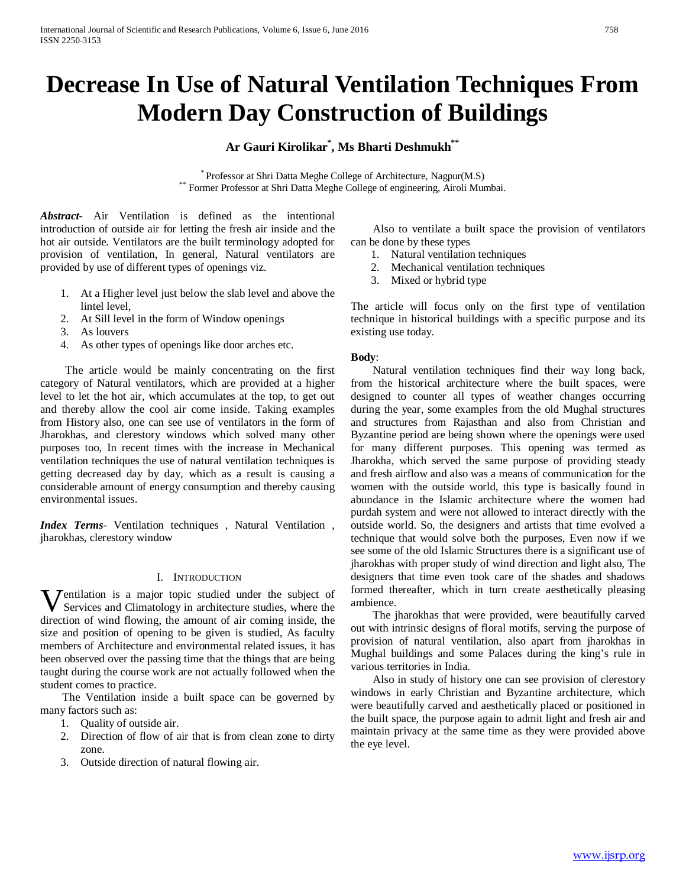# Decrease In Use of Natural Ventilation Techniques From Modern Day Construction of Buildings

**Ar Gauri Kirolikar*, Ms Bharti Deshmukh****

\* Professor at Shri Datta Meghe College of Architecture, Nagpur(M.S)
\*\* Former Professor at Shri Datta Meghe College of engineering, Airoli Mumbai.

***Abstract***- Air Ventilation is defined as the intentional introduction of outside air for letting the fresh air inside and the hot air outside. Ventilators are the built terminology adopted for provision of ventilation, In general, Natural ventilators are provided by use of different types of openings viz.

1. At a Higher level just below the slab level and above the lintel level,
2. At Sill level in the form of Window openings
3. As louvers
4. As other types of openings like door arches etc.

The article would be mainly concentrating on the first category of Natural ventilators, which are provided at a higher level to let the hot air, which accumulates at the top, to get out and thereby allow the cool air come inside. Taking examples from History also, one can see use of ventilators in the form of Jharokhas, and clerestory windows which solved many other purposes too, In recent times with the increase in Mechanical ventilation techniques the use of natural ventilation techniques is getting decreased day by day, which as a result is causing a considerable amount of energy consumption and thereby causing environmental issues.

***Index Terms***- Ventilation techniques , Natural Ventilation , jharokhas, clerestory window

## I. Introduction

Ventilation is a major topic studied under the subject of Services and Climatology in architecture studies, where the direction of wind flowing, the amount of air coming inside, the size and position of opening to be given is studied, As faculty members of Architecture and environmental related issues, it has been observed over the passing time that the things that are being taught during the course work are not actually followed when the student comes to practice.

The Ventilation inside a built space can be governed by many factors such as:

1. Quality of outside air.
2. Direction of flow of air that is from clean zone to dirty zone.
3. Outside direction of natural flowing air.

Also to ventilate a built space the provision of ventilators can be done by these types

1. Natural ventilation techniques
2. Mechanical ventilation techniques
3. Mixed or hybrid type

The article will focus only on the first type of ventilation technique in historical buildings with a specific purpose and its existing use today.

**Body**:

Natural ventilation techniques find their way long back, from the historical architecture where the built spaces, were designed to counter all types of weather changes occurring during the year, some examples from the old Mughal structures and structures from Rajasthan and also from Christian and Byzantine period are being shown where the openings were used for many different purposes. This opening was termed as Jharokha, which served the same purpose of providing steady and fresh airflow and also was a means of communication for the women with the outside world, this type is basically found in abundance in the Islamic architecture where the women had purdah system and were not allowed to interact directly with the outside world. So, the designers and artists that time evolved a technique that would solve both the purposes, Even now if we see some of the old Islamic Structures there is a significant use of jharokhas with proper study of wind direction and light also, The designers that time even took care of the shades and shadows formed thereafter, which in turn create aesthetically pleasing ambience.

The jharokhas that were provided, were beautifully carved out with intrinsic designs of floral motifs, serving the purpose of provision of natural ventilation, also apart from jharokhas in Mughal buildings and some Palaces during the king's rule in various territories in India.

Also in study of history one can see provision of clerestory windows in early Christian and Byzantine architecture, which were beautifully carved and aesthetically placed or positioned in the built space, the purpose again to admit light and fresh air and maintain privacy at the same time as they were provided above the eye level.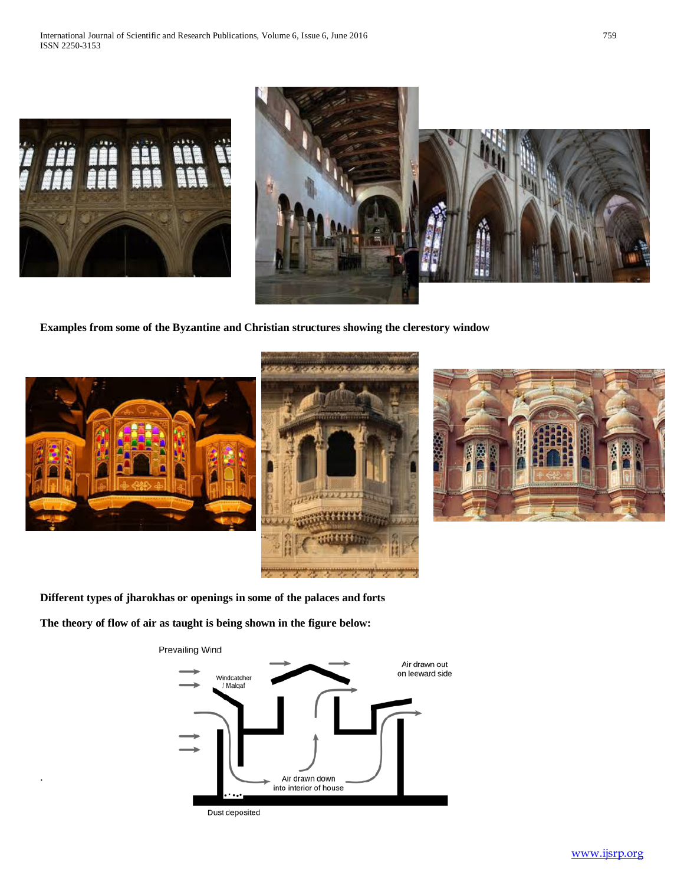**Examples from some of the Byzantine and Christian structures showing the clerestory window**

**Different types of jharokhas or openings in some of the palaces and forts**

**The theory of flow of air as taught is being shown in the figure below:**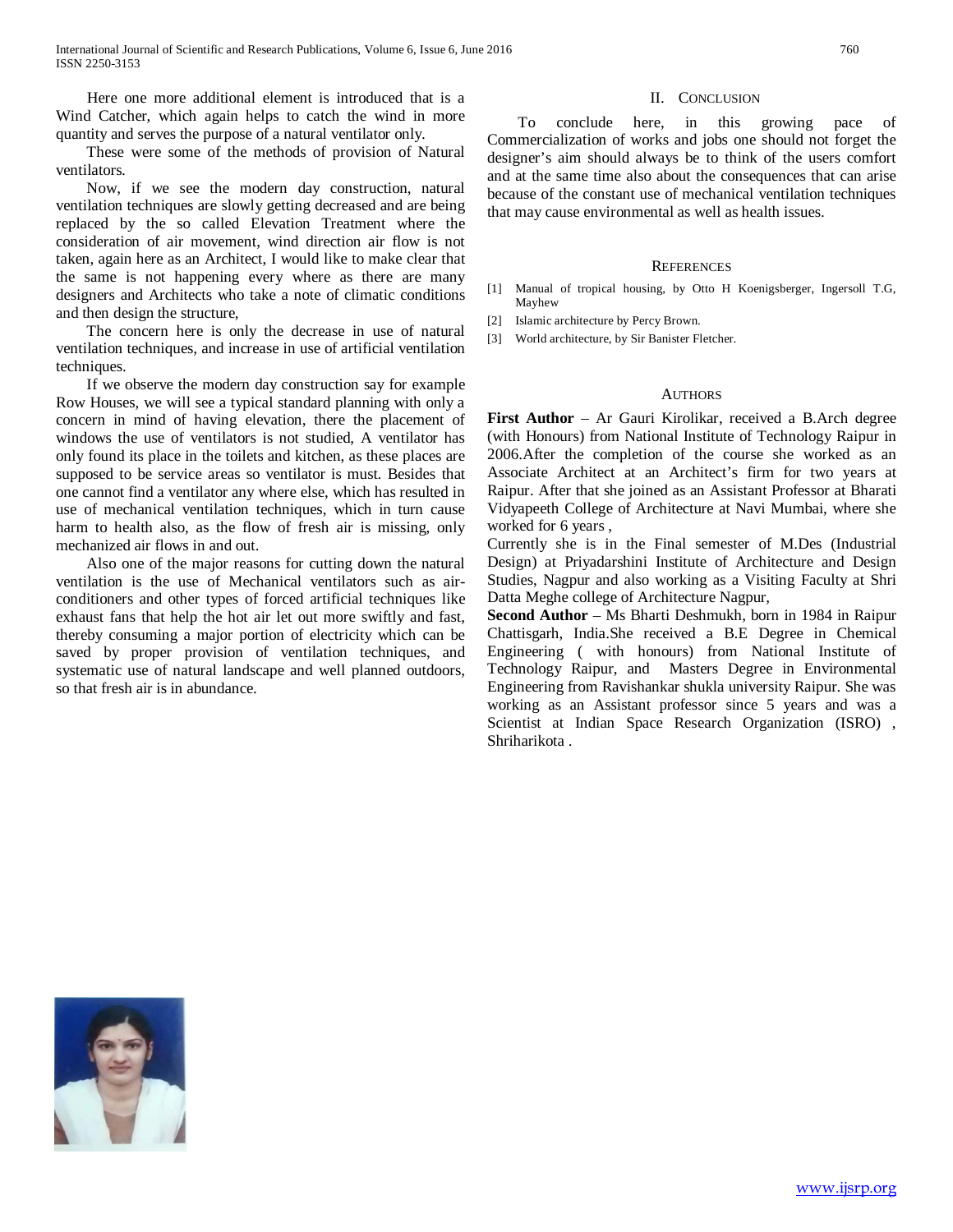Here one more additional element is introduced that is a Wind Catcher, which again helps to catch the wind in more quantity and serves the purpose of a natural ventilator only.

These were some of the methods of provision of Natural ventilators.

Now, if we see the modern day construction, natural ventilation techniques are slowly getting decreased and are being replaced by the so called Elevation Treatment where the consideration of air movement, wind direction air flow is not taken, again here as an Architect, I would like to make clear that the same is not happening every where as there are many designers and Architects who take a note of climatic conditions and then design the structure,

The concern here is only the decrease in use of natural ventilation techniques, and increase in use of artificial ventilation techniques.

If we observe the modern day construction say for example Row Houses, we will see a typical standard planning with only a concern in mind of having elevation, there the placement of windows the use of ventilators is not studied, A ventilator has only found its place in the toilets and kitchen, as these places are supposed to be service areas so ventilator is must. Besides that one cannot find a ventilator any where else, which has resulted in use of mechanical ventilation techniques, which in turn cause harm to health also, as the flow of fresh air is missing, only mechanized air flows in and out.

Also one of the major reasons for cutting down the natural ventilation is the use of Mechanical ventilators such as air-conditioners and other types of forced artificial techniques like exhaust fans that help the hot air let out more swiftly and fast, thereby consuming a major portion of electricity which can be saved by proper provision of ventilation techniques, and systematic use of natural landscape and well planned outdoors, so that fresh air is in abundance.

## II. Conclusion

To conclude here, in this growing pace of Commercialization of works and jobs one should not forget the designer's aim should always be to think of the users comfort and at the same time also about the consequences that can arise because of the constant use of mechanical ventilation techniques that may cause environmental as well as health issues.

## References

[1] Manual of tropical housing, by Otto H Koenigsberger, Ingersoll T.G, Mayhew

[2] Islamic architecture by Percy Brown.

[3] World architecture, by Sir Banister Fletcher.

## Authors

**First Author** – Ar Gauri Kirolikar, received a B.Arch degree (with Honours) from National Institute of Technology Raipur in 2006.After the completion of the course she worked as an Associate Architect at an Architect's firm for two years at Raipur. After that she joined as an Assistant Professor at Bharati Vidyapeeth College of Architecture at Navi Mumbai, where she worked for 6 years ,
Currently she is in the Final semester of M.Des (Industrial Design) at Priyadarshini Institute of Architecture and Design Studies, Nagpur and also working as a Visiting Faculty at Shri Datta Meghe college of Architecture Nagpur,

**Second Author** – Ms Bharti Deshmukh, born in 1984 in Raipur Chattisgarh, India.She received a B.E Degree in Chemical Engineering ( with honours) from National Institute of Technology Raipur, and Masters Degree in Environmental Engineering from Ravishankar shukla university Raipur. She was working as an Assistant professor since 5 years and was a Scientist at Indian Space Research Organization (ISRO) , Shriharikota .